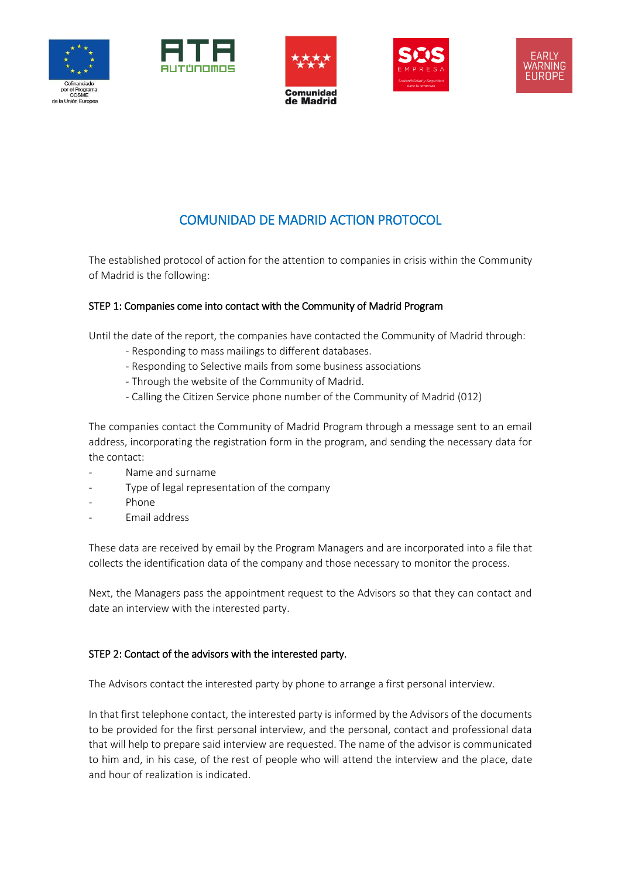# COMUNIDAD DE MADRID ACTION PROTOCOL

The established protocol of action for the attention to companies in crisis within the Community of Madrid is the following:

## STEP 1: Companies come into contact with the Community of Madrid Program

Until the date of the report, the companies have contacted the Community of Madrid through:

- Responding to mass mailings to different databases.
- Responding to Selective mails from some business associations
- Through the website of the Community of Madrid.
- Calling the Citizen Service phone number of the Community of Madrid (012)

The companies contact the Community of Madrid Program through a message sent to an email address, incorporating the registration form in the program, and sending the necessary data for the contact:

- Name and surname
- Type of legal representation of the company
- Phone
- Email address

These data are received by email by the Program Managers and are incorporated into a file that collects the identification data of the company and those necessary to monitor the process.

Next, the Managers pass the appointment request to the Advisors so that they can contact and date an interview with the interested party.

## STEP 2: Contact of the advisors with the interested party.

The Advisors contact the interested party by phone to arrange a first personal interview.

In that first telephone contact, the interested party is informed by the Advisors of the documents to be provided for the first personal interview, and the personal, contact and professional data that will help to prepare said interview are requested. The name of the advisor is communicated to him and, in his case, of the rest of people who will attend the interview and the place, date and hour of realization is indicated.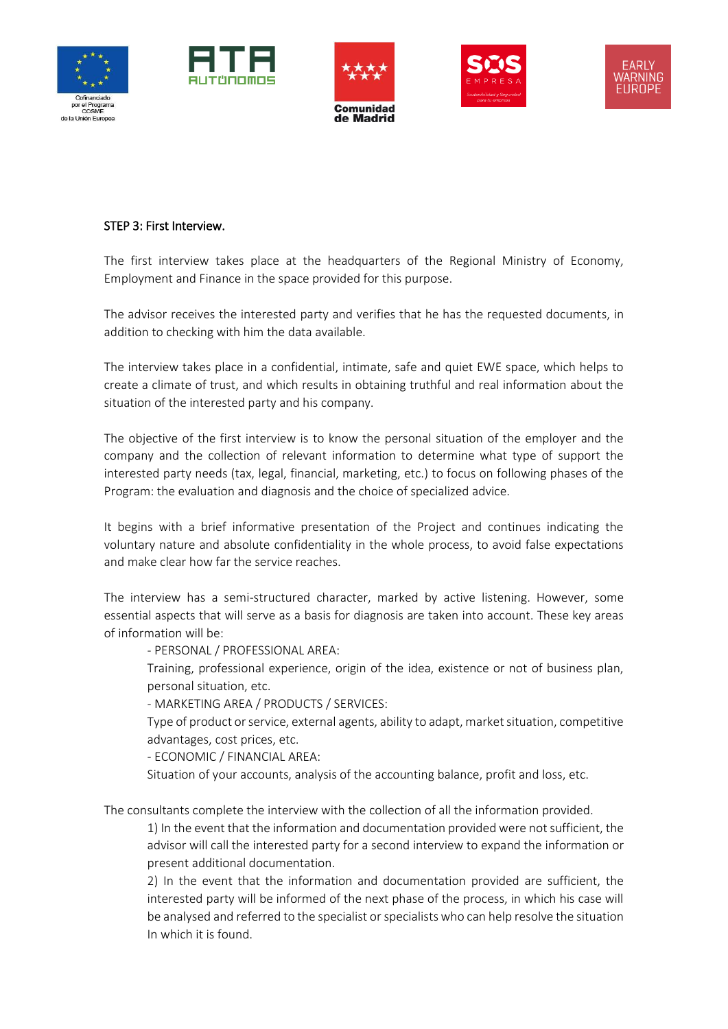STEP 3: First Interview.

The first interview takes place at the headquarters of the Regional Ministry of Economy, Employment and Finance in the space provided for this purpose.

The advisor receives the interested party and verifies that he has the requested documents, in addition to checking with him the data available.

The interview takes place in a confidential, intimate, safe and quiet EWE space, which helps to create a climate of trust, and which results in obtaining truthful and real information about the situation of the interested party and his company.

The objective of the first interview is to know the personal situation of the employer and the company and the collection of relevant information to determine what type of support the interested party needs (tax, legal, financial, marketing, etc.) to focus on following phases of the Program: the evaluation and diagnosis and the choice of specialized advice.

It begins with a brief informative presentation of the Project and continues indicating the voluntary nature and absolute confidentiality in the whole process, to avoid false expectations and make clear how far the service reaches.

The interview has a semi-structured character, marked by active listening. However, some essential aspects that will serve as a basis for diagnosis are taken into account. These key areas of information will be:

- PERSONAL / PROFESSIONAL AREA:
  Training, professional experience, origin of the idea, existence or not of business plan, personal situation, etc.
- MARKETING AREA / PRODUCTS / SERVICES:
  Type of product or service, external agents, ability to adapt, market situation, competitive advantages, cost prices, etc.
- ECONOMIC / FINANCIAL AREA:
  Situation of your accounts, analysis of the accounting balance, profit and loss, etc.

The consultants complete the interview with the collection of all the information provided.

1) In the event that the information and documentation provided were not sufficient, the advisor will call the interested party for a second interview to expand the information or present additional documentation.
2) In the event that the information and documentation provided are sufficient, the interested party will be informed of the next phase of the process, in which his case will be analysed and referred to the specialist or specialists who can help resolve the situation In which it is found.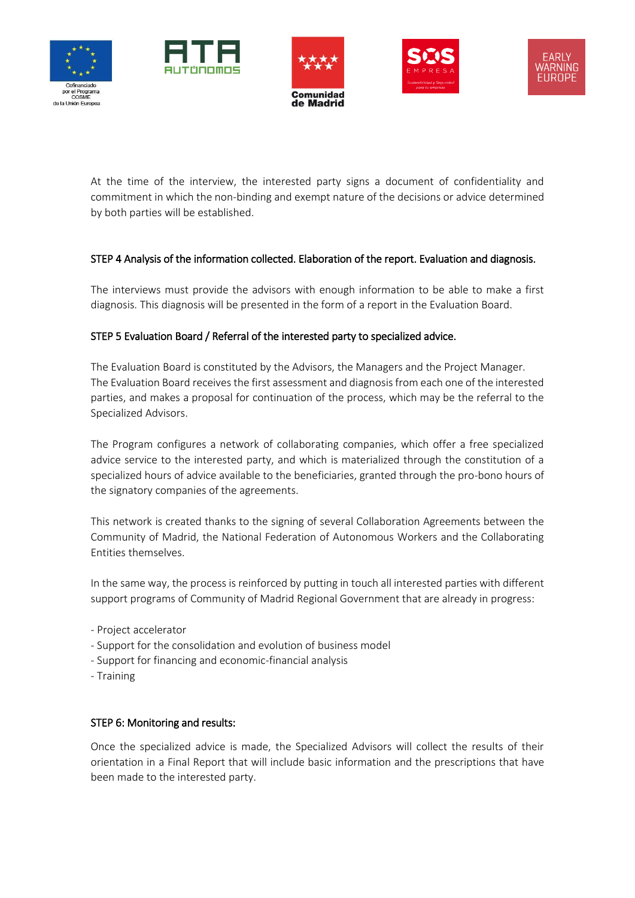At the time of the interview, the interested party signs a document of confidentiality and commitment in which the non-binding and exempt nature of the decisions or advice determined by both parties will be established.

### STEP 4 Analysis of the information collected. Elaboration of the report. Evaluation and diagnosis.

The interviews must provide the advisors with enough information to be able to make a first diagnosis. This diagnosis will be presented in the form of a report in the Evaluation Board.

### STEP 5 Evaluation Board / Referral of the interested party to specialized advice.

The Evaluation Board is constituted by the Advisors, the Managers and the Project Manager. The Evaluation Board receives the first assessment and diagnosis from each one of the interested parties, and makes a proposal for continuation of the process, which may be the referral to the Specialized Advisors.

The Program configures a network of collaborating companies, which offer a free specialized advice service to the interested party, and which is materialized through the constitution of a specialized hours of advice available to the beneficiaries, granted through the pro-bono hours of the signatory companies of the agreements.

This network is created thanks to the signing of several Collaboration Agreements between the Community of Madrid, the National Federation of Autonomous Workers and the Collaborating Entities themselves.

In the same way, the process is reinforced by putting in touch all interested parties with different support programs of Community of Madrid Regional Government that are already in progress:

- Project accelerator
- Support for the consolidation and evolution of business model
- Support for financing and economic-financial analysis
- Training

### STEP 6: Monitoring and results:

Once the specialized advice is made, the Specialized Advisors will collect the results of their orientation in a Final Report that will include basic information and the prescriptions that have been made to the interested party.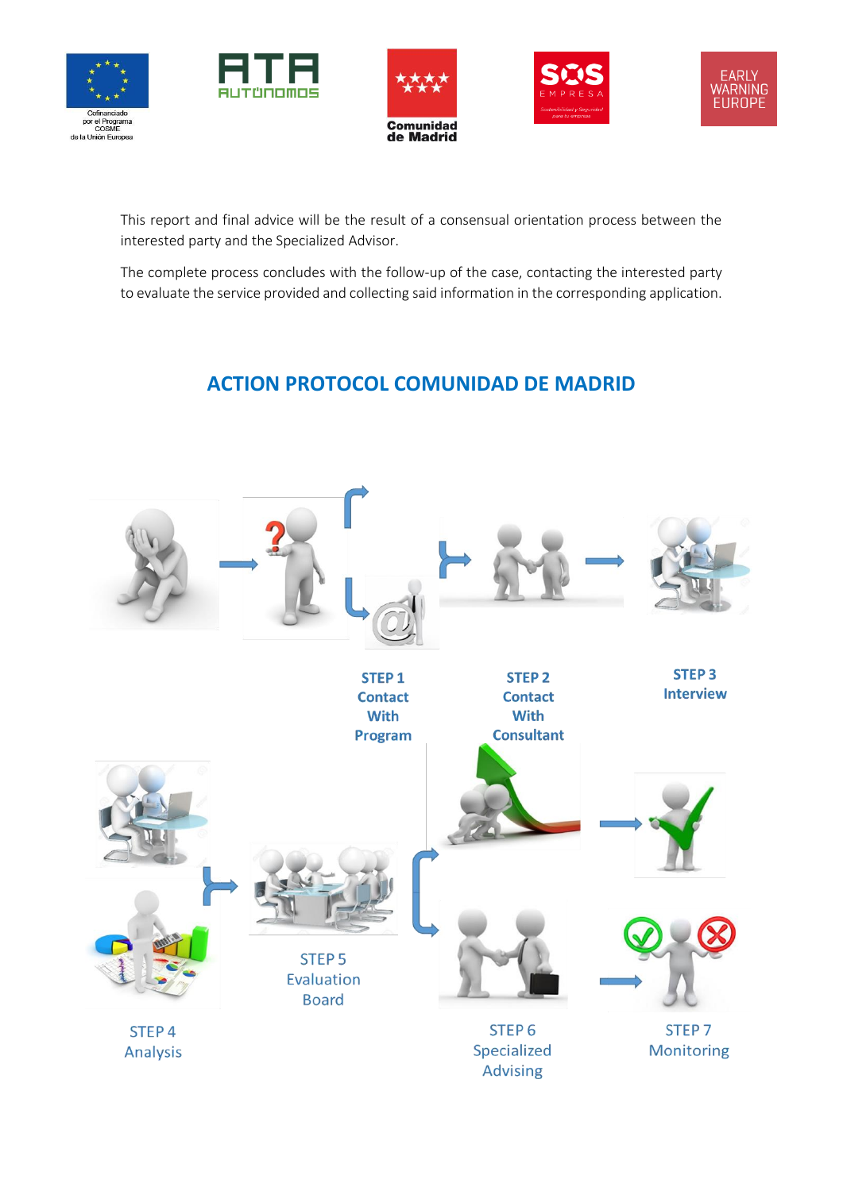This report and final advice will be the result of a consensual orientation process between the interested party and the Specialized Advisor.

The complete process concludes with the follow-up of the case, contacting the interested party to evaluate the service provided and collecting said information in the corresponding application.

## ACTION PROTOCOL COMUNIDAD DE MADRID

**STEP 1**
**Contact With Program**

**STEP 2**
**Contact With Consultant**

**STEP 3**
**Interview**

STEP 4
Analysis

STEP 5
Evaluation Board

STEP 6
Specialized Advising

STEP 7
Monitoring